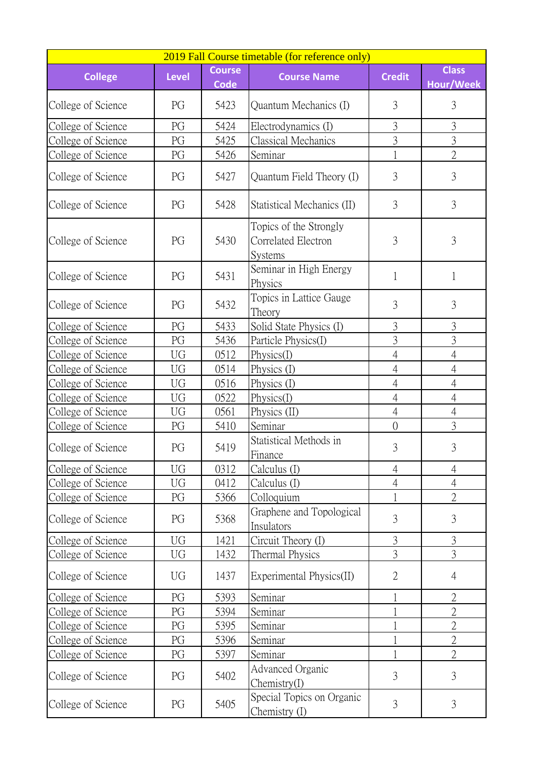| 2019 Fall Course timetable (for reference only) | | | | | |
|---|---|---|---|---|---|
| **College** | **Level** | **Course Code** | **Course Name** | **Credit** | **Class Hour/Week** |
| College of Science | PG | 5423 | Quantum Mechanics (I) | 3 | 3 |
| College of Science | PG | 5424 | Electrodynamics (I) | 3 | 3 |
| College of Science | PG | 5425 | Classical Mechanics | 3 | 3 |
| College of Science | PG | 5426 | Seminar | 1 | 2 |
| College of Science | PG | 5427 | Quantum Field Theory (I) | 3 | 3 |
| College of Science | PG | 5428 | Statistical Mechanics (II) | 3 | 3 |
| College of Science | PG | 5430 | Topics of the Strongly Correlated Electron Systems | 3 | 3 |
| College of Science | PG | 5431 | Seminar in High Energy Physics | 1 | 1 |
| College of Science | PG | 5432 | Topics in Lattice Gauge Theory | 3 | 3 |
| College of Science | PG | 5433 | Solid State Physics (I) | 3 | 3 |
| College of Science | PG | 5436 | Particle Physics(I) | 3 | 3 |
| College of Science | UG | 0512 | Physics(I) | 4 | 4 |
| College of Science | UG | 0514 | Physics (I) | 4 | 4 |
| College of Science | UG | 0516 | Physics (I) | 4 | 4 |
| College of Science | UG | 0522 | Physics(I) | 4 | 4 |
| College of Science | UG | 0561 | Physics (II) | 4 | 4 |
| College of Science | PG | 5410 | Seminar | 0 | 3 |
| College of Science | PG | 5419 | Statistical Methods in Finance | 3 | 3 |
| College of Science | UG | 0312 | Calculus (I) | 4 | 4 |
| College of Science | UG | 0412 | Calculus (I) | 4 | 4 |
| College of Science | PG | 5366 | Colloquium | 1 | 2 |
| College of Science | PG | 5368 | Graphene and Topological Insulators | 3 | 3 |
| College of Science | UG | 1421 | Circuit Theory (I) | 3 | 3 |
| College of Science | UG | 1432 | Thermal Physics | 3 | 3 |
| College of Science | UG | 1437 | Experimental Physics(II) | 2 | 4 |
| College of Science | PG | 5393 | Seminar | 1 | 2 |
| College of Science | PG | 5394 | Seminar | 1 | 2 |
| College of Science | PG | 5395 | Seminar | 1 | 2 |
| College of Science | PG | 5396 | Seminar | 1 | 2 |
| College of Science | PG | 5397 | Seminar | 1 | 2 |
| College of Science | PG | 5402 | Advanced Organic Chemistry(I) | 3 | 3 |
| College of Science | PG | 5405 | Special Topics on Organic Chemistry (I) | 3 | 3 |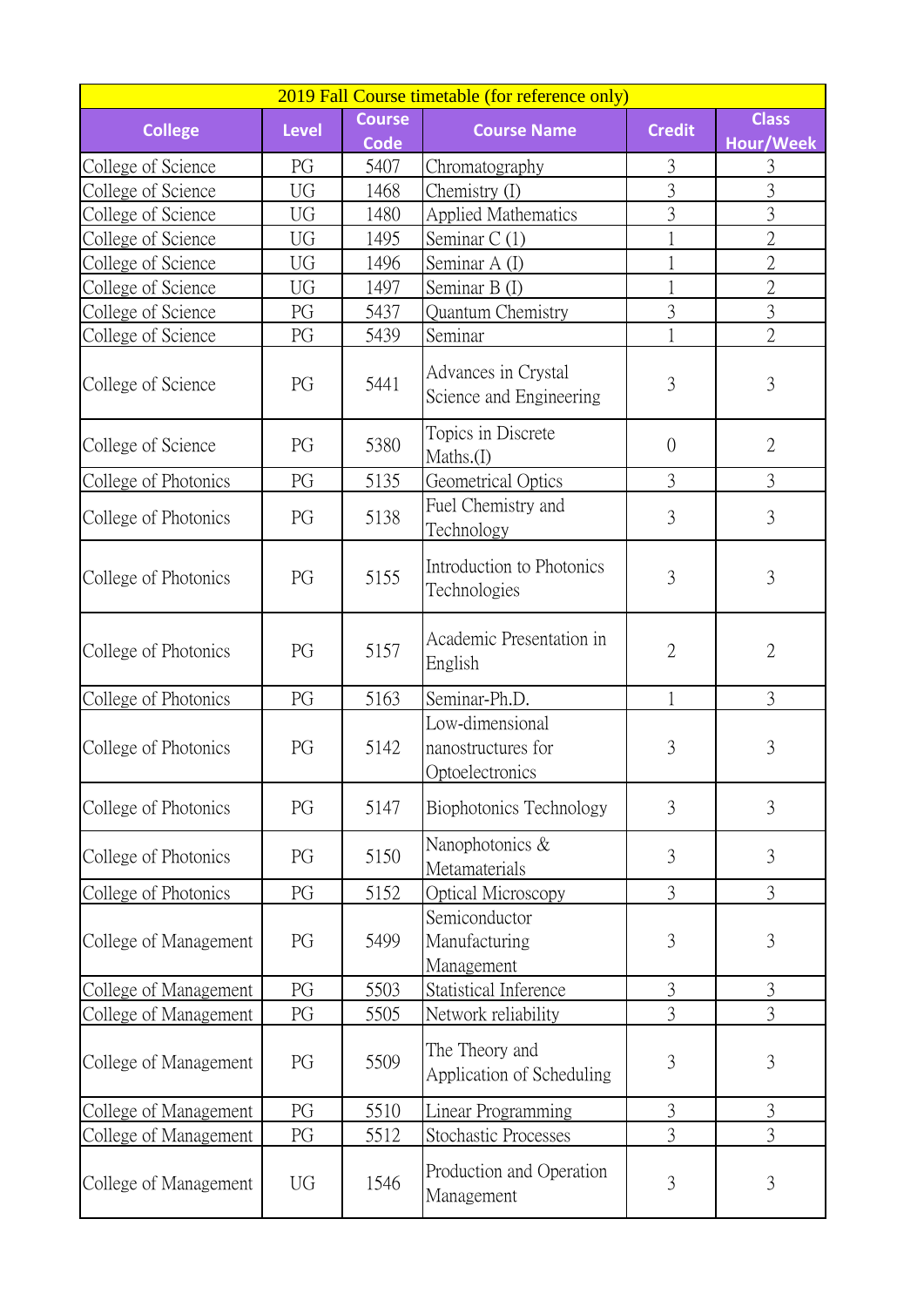| 2019 Fall Course timetable (for reference only) | | | | | |
|---|---|---|---|---|---|
| College | Level | Course Code | Course Name | Credit | Class Hour/Week |
| College of Science | PG | 5407 | Chromatography | 3 | 3 |
| College of Science | UG | 1468 | Chemistry (I) | 3 | 3 |
| College of Science | UG | 1480 | Applied Mathematics | 3 | 3 |
| College of Science | UG | 1495 | Seminar C (1) | 1 | 2 |
| College of Science | UG | 1496 | Seminar A (I) | 1 | 2 |
| College of Science | UG | 1497 | Seminar B (I) | 1 | 2 |
| College of Science | PG | 5437 | Quantum Chemistry | 3 | 3 |
| College of Science | PG | 5439 | Seminar | 1 | 2 |
| College of Science | PG | 5441 | Advances in Crystal Science and Engineering | 3 | 3 |
| College of Science | PG | 5380 | Topics in Discrete Maths.(I) | 0 | 2 |
| College of Photonics | PG | 5135 | Geometrical Optics | 3 | 3 |
| College of Photonics | PG | 5138 | Fuel Chemistry and Technology | 3 | 3 |
| College of Photonics | PG | 5155 | Introduction to Photonics Technologies | 3 | 3 |
| College of Photonics | PG | 5157 | Academic Presentation in English | 2 | 2 |
| College of Photonics | PG | 5163 | Seminar-Ph.D. | 1 | 3 |
| College of Photonics | PG | 5142 | Low-dimensional nanostructures for Optoelectronics | 3 | 3 |
| College of Photonics | PG | 5147 | Biophotonics Technology | 3 | 3 |
| College of Photonics | PG | 5150 | Nanophotonics & Metamaterials | 3 | 3 |
| College of Photonics | PG | 5152 | Optical Microscopy | 3 | 3 |
| College of Management | PG | 5499 | Semiconductor Manufacturing Management | 3 | 3 |
| College of Management | PG | 5503 | Statistical Inference | 3 | 3 |
| College of Management | PG | 5505 | Network reliability | 3 | 3 |
| College of Management | PG | 5509 | The Theory and Application of Scheduling | 3 | 3 |
| College of Management | PG | 5510 | Linear Programming | 3 | 3 |
| College of Management | PG | 5512 | Stochastic Processes | 3 | 3 |
| College of Management | UG | 1546 | Production and Operation Management | 3 | 3 |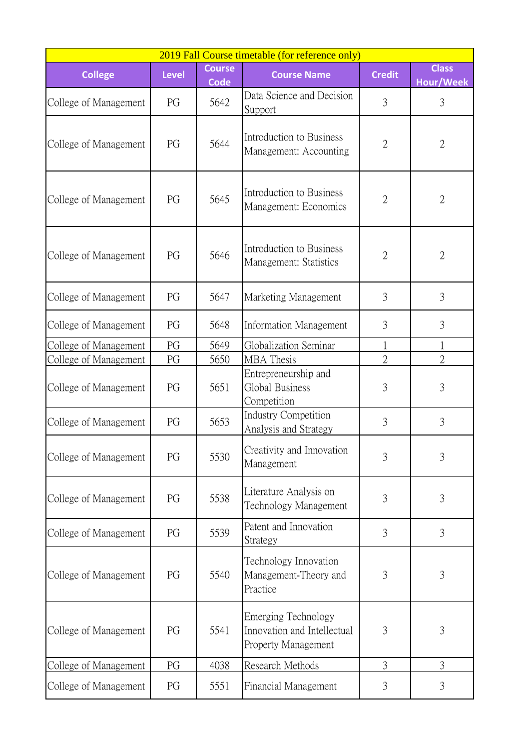| 2019 Fall Course timetable (for reference only) | | | | | |
|---|---|---|---|---|---|
| **College** | **Level** | **Course Code** | **Course Name** | **Credit** | **Class Hour/Week** |
| College of Management | PG | 5642 | Data Science and Decision Support | 3 | 3 |
| College of Management | PG | 5644 | Introduction to Business Management: Accounting | 2 | 2 |
| College of Management | PG | 5645 | Introduction to Business Management: Economics | 2 | 2 |
| College of Management | PG | 5646 | Introduction to Business Management: Statistics | 2 | 2 |
| College of Management | PG | 5647 | Marketing Management | 3 | 3 |
| College of Management | PG | 5648 | Information Management | 3 | 3 |
| College of Management | PG | 5649 | Globalization Seminar | 1 | 1 |
| College of Management | PG | 5650 | MBA Thesis | 2 | 2 |
| College of Management | PG | 5651 | Entrepreneurship and Global Business Competition | 3 | 3 |
| College of Management | PG | 5653 | Industry Competition Analysis and Strategy | 3 | 3 |
| College of Management | PG | 5530 | Creativity and Innovation Management | 3 | 3 |
| College of Management | PG | 5538 | Literature Analysis on Technology Management | 3 | 3 |
| College of Management | PG | 5539 | Patent and Innovation Strategy | 3 | 3 |
| College of Management | PG | 5540 | Technology Innovation Management-Theory and Practice | 3 | 3 |
| College of Management | PG | 5541 | Emerging Technology Innovation and Intellectual Property Management | 3 | 3 |
| College of Management | PG | 4038 | Research Methods | 3 | 3 |
| College of Management | PG | 5551 | Financial Management | 3 | 3 |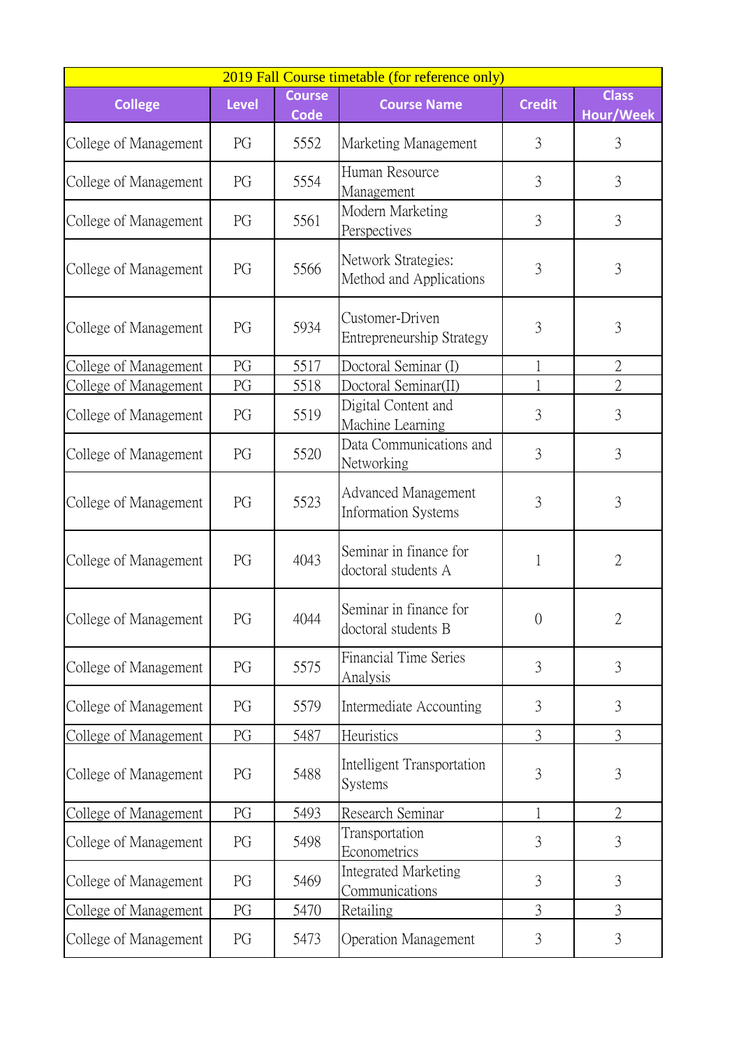| 2019 Fall Course timetable (for reference only) | | | | | |
|---|---|---|---|---|---|
| **College** | **Level** | **Course Code** | **Course Name** | **Credit** | **Class Hour/Week** |
| College of Management | PG | 5552 | Marketing Management | 3 | 3 |
| College of Management | PG | 5554 | Human Resource Management | 3 | 3 |
| College of Management | PG | 5561 | Modern Marketing Perspectives | 3 | 3 |
| College of Management | PG | 5566 | Network Strategies: Method and Applications | 3 | 3 |
| College of Management | PG | 5934 | Customer-Driven Entrepreneurship Strategy | 3 | 3 |
| College of Management | PG | 5517 | Doctoral Seminar (I) | 1 | 2 |
| College of Management | PG | 5518 | Doctoral Seminar(II) | 1 | 2 |
| College of Management | PG | 5519 | Digital Content and Machine Learning | 3 | 3 |
| College of Management | PG | 5520 | Data Communications and Networking | 3 | 3 |
| College of Management | PG | 5523 | Advanced Management Information Systems | 3 | 3 |
| College of Management | PG | 4043 | Seminar in finance for doctoral students A | 1 | 2 |
| College of Management | PG | 4044 | Seminar in finance for doctoral students B | 0 | 2 |
| College of Management | PG | 5575 | Financial Time Series Analysis | 3 | 3 |
| College of Management | PG | 5579 | Intermediate Accounting | 3 | 3 |
| College of Management | PG | 5487 | Heuristics | 3 | 3 |
| College of Management | PG | 5488 | Intelligent Transportation Systems | 3 | 3 |
| College of Management | PG | 5493 | Research Seminar | 1 | 2 |
| College of Management | PG | 5498 | Transportation Econometrics | 3 | 3 |
| College of Management | PG | 5469 | Integrated Marketing Communications | 3 | 3 |
| College of Management | PG | 5470 | Retailing | 3 | 3 |
| College of Management | PG | 5473 | Operation Management | 3 | 3 |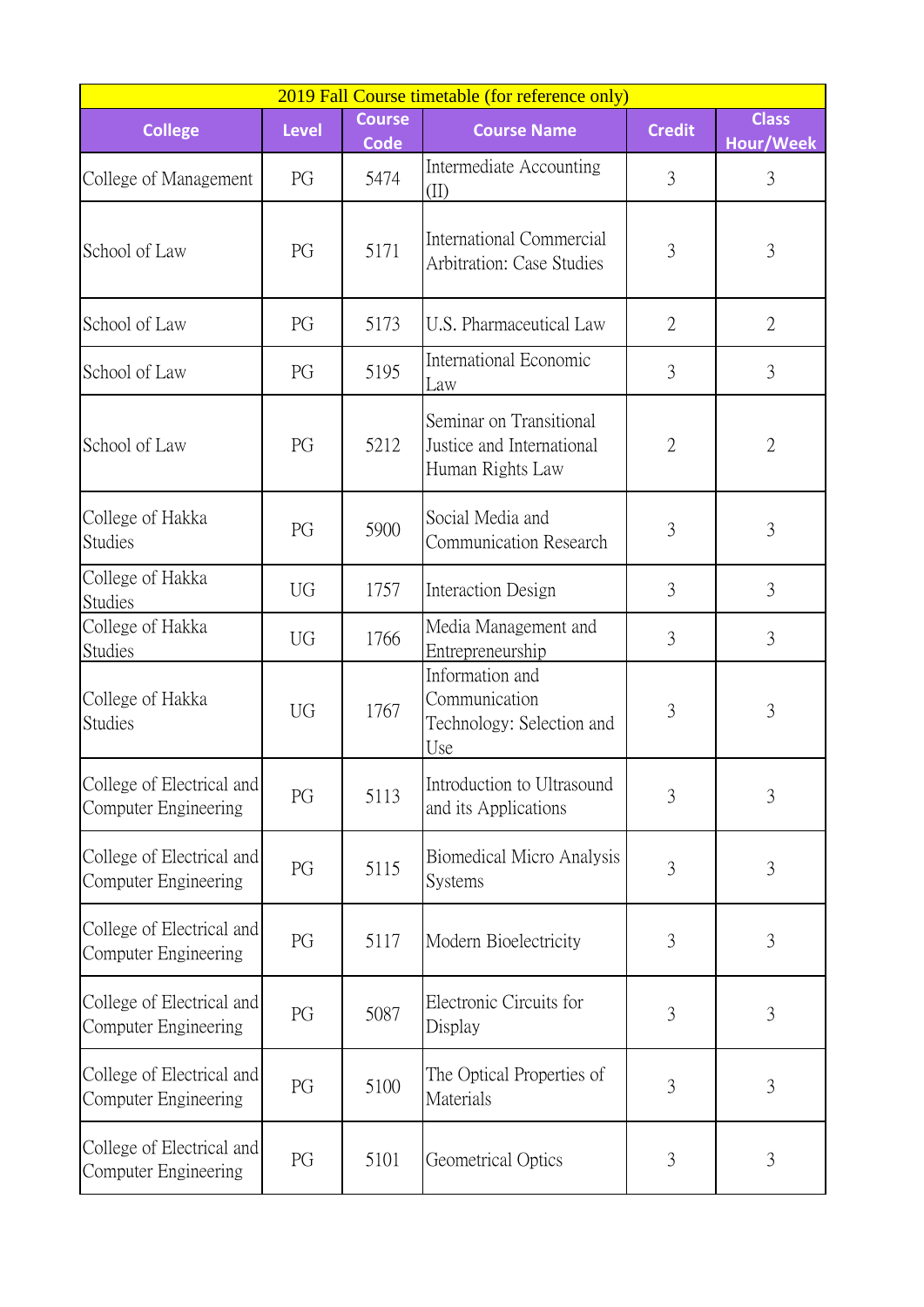| 2019 Fall Course timetable (for reference only) | | | | | |
|---|---|---|---|---|---|
| **College** | **Level** | **Course Code** | **Course Name** | **Credit** | **Class Hour/Week** |
| College of Management | PG | 5474 | Intermediate Accounting (II) | 3 | 3 |
| School of Law | PG | 5171 | International Commercial Arbitration: Case Studies | 3 | 3 |
| School of Law | PG | 5173 | U.S. Pharmaceutical Law | 2 | 2 |
| School of Law | PG | 5195 | International Economic Law | 3 | 3 |
| School of Law | PG | 5212 | Seminar on Transitional Justice and International Human Rights Law | 2 | 2 |
| College of Hakka Studies | PG | 5900 | Social Media and Communication Research | 3 | 3 |
| College of Hakka Studies | UG | 1757 | Interaction Design | 3 | 3 |
| College of Hakka Studies | UG | 1766 | Media Management and Entrepreneurship | 3 | 3 |
| College of Hakka Studies | UG | 1767 | Information and Communication Technology: Selection and Use | 3 | 3 |
| College of Electrical and Computer Engineering | PG | 5113 | Introduction to Ultrasound and its Applications | 3 | 3 |
| College of Electrical and Computer Engineering | PG | 5115 | Biomedical Micro Analysis Systems | 3 | 3 |
| College of Electrical and Computer Engineering | PG | 5117 | Modern Bioelectricity | 3 | 3 |
| College of Electrical and Computer Engineering | PG | 5087 | Electronic Circuits for Display | 3 | 3 |
| College of Electrical and Computer Engineering | PG | 5100 | The Optical Properties of Materials | 3 | 3 |
| College of Electrical and Computer Engineering | PG | 5101 | Geometrical Optics | 3 | 3 |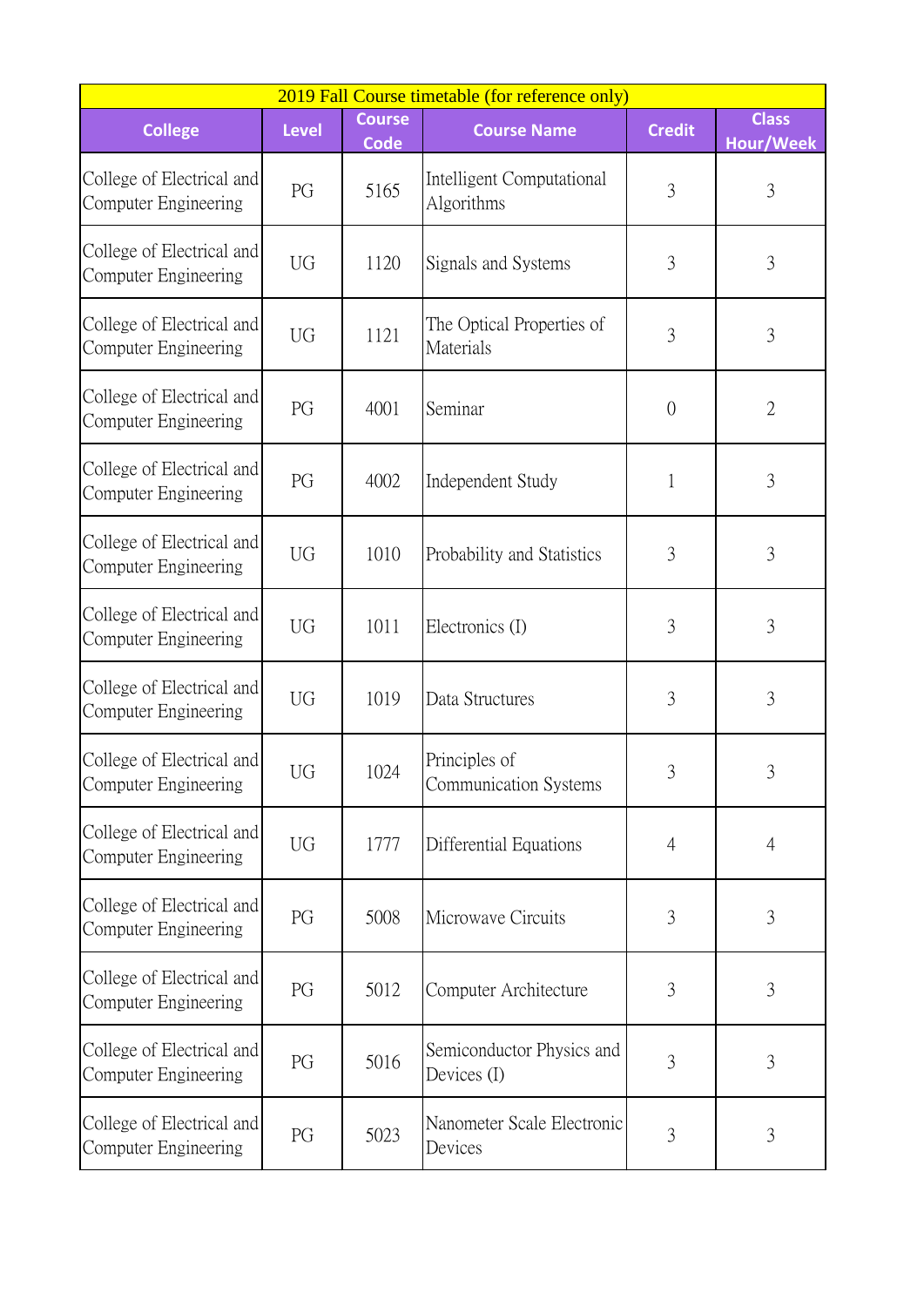| 2019 Fall Course timetable (for reference only) | | | | | |
|---|---|---|---|---|---|
| **College** | **Level** | **Course Code** | **Course Name** | **Credit** | **Class Hour/Week** |
| College of Electrical and Computer Engineering | PG | 5165 | Intelligent Computational Algorithms | 3 | 3 |
| College of Electrical and Computer Engineering | UG | 1120 | Signals and Systems | 3 | 3 |
| College of Electrical and Computer Engineering | UG | 1121 | The Optical Properties of Materials | 3 | 3 |
| College of Electrical and Computer Engineering | PG | 4001 | Seminar | 0 | 2 |
| College of Electrical and Computer Engineering | PG | 4002 | Independent Study | 1 | 3 |
| College of Electrical and Computer Engineering | UG | 1010 | Probability and Statistics | 3 | 3 |
| College of Electrical and Computer Engineering | UG | 1011 | Electronics (I) | 3 | 3 |
| College of Electrical and Computer Engineering | UG | 1019 | Data Structures | 3 | 3 |
| College of Electrical and Computer Engineering | UG | 1024 | Principles of Communication Systems | 3 | 3 |
| College of Electrical and Computer Engineering | UG | 1777 | Differential Equations | 4 | 4 |
| College of Electrical and Computer Engineering | PG | 5008 | Microwave Circuits | 3 | 3 |
| College of Electrical and Computer Engineering | PG | 5012 | Computer Architecture | 3 | 3 |
| College of Electrical and Computer Engineering | PG | 5016 | Semiconductor Physics and Devices (I) | 3 | 3 |
| College of Electrical and Computer Engineering | PG | 5023 | Nanometer Scale Electronic Devices | 3 | 3 |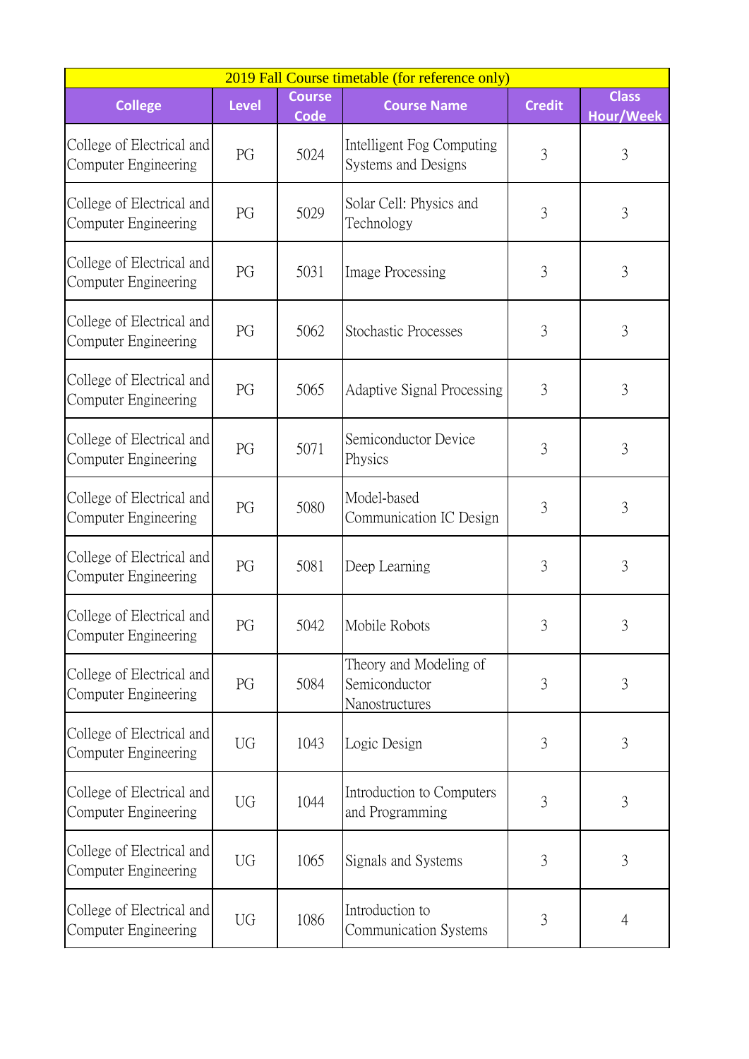| 2019 Fall Course timetable (for reference only) | | | | | |
|---|---|---|---|---|---|
| **College** | **Level** | **Course Code** | **Course Name** | **Credit** | **Class Hour/Week** |
| College of Electrical and Computer Engineering | PG | 5024 | Intelligent Fog Computing Systems and Designs | 3 | 3 |
| College of Electrical and Computer Engineering | PG | 5029 | Solar Cell: Physics and Technology | 3 | 3 |
| College of Electrical and Computer Engineering | PG | 5031 | Image Processing | 3 | 3 |
| College of Electrical and Computer Engineering | PG | 5062 | Stochastic Processes | 3 | 3 |
| College of Electrical and Computer Engineering | PG | 5065 | Adaptive Signal Processing | 3 | 3 |
| College of Electrical and Computer Engineering | PG | 5071 | Semiconductor Device Physics | 3 | 3 |
| College of Electrical and Computer Engineering | PG | 5080 | Model-based Communication IC Design | 3 | 3 |
| College of Electrical and Computer Engineering | PG | 5081 | Deep Learning | 3 | 3 |
| College of Electrical and Computer Engineering | PG | 5042 | Mobile Robots | 3 | 3 |
| College of Electrical and Computer Engineering | PG | 5084 | Theory and Modeling of Semiconductor Nanostructures | 3 | 3 |
| College of Electrical and Computer Engineering | UG | 1043 | Logic Design | 3 | 3 |
| College of Electrical and Computer Engineering | UG | 1044 | Introduction to Computers and Programming | 3 | 3 |
| College of Electrical and Computer Engineering | UG | 1065 | Signals and Systems | 3 | 3 |
| College of Electrical and Computer Engineering | UG | 1086 | Introduction to Communication Systems | 3 | 4 |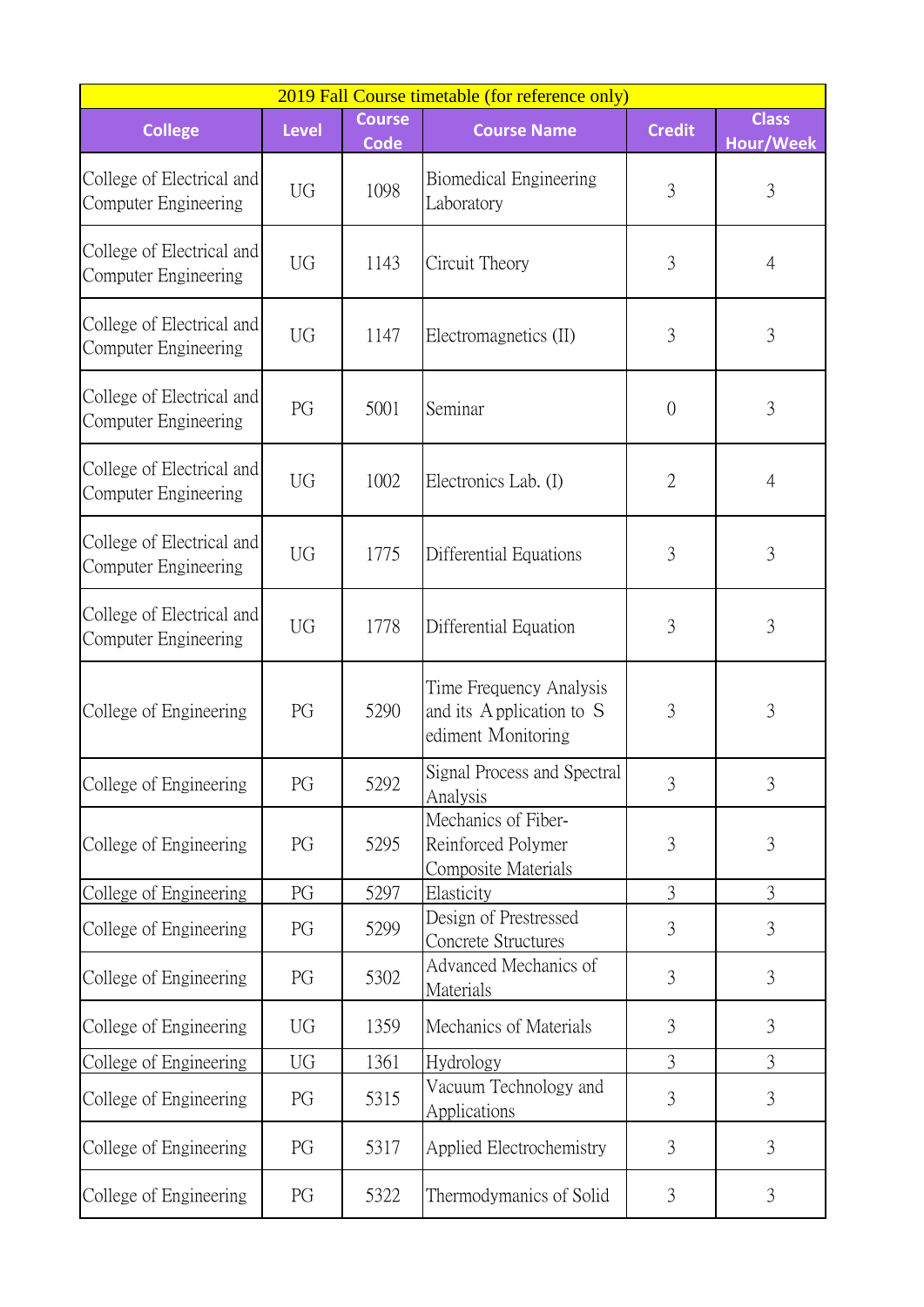| 2019 Fall Course timetable (for reference only) | | | | | |
|---|---|---|---|---|---|
| College | Level | Course Code | Course Name | Credit | Class Hour/Week |
| College of Electrical and Computer Engineering | UG | 1098 | Biomedical Engineering Laboratory | 3 | 3 |
| College of Electrical and Computer Engineering | UG | 1143 | Circuit Theory | 3 | 4 |
| College of Electrical and Computer Engineering | UG | 1147 | Electromagnetics (II) | 3 | 3 |
| College of Electrical and Computer Engineering | PG | 5001 | Seminar | 0 | 3 |
| College of Electrical and Computer Engineering | UG | 1002 | Electronics Lab. (I) | 2 | 4 |
| College of Electrical and Computer Engineering | UG | 1775 | Differential Equations | 3 | 3 |
| College of Electrical and Computer Engineering | UG | 1778 | Differential Equation | 3 | 3 |
| College of Engineering | PG | 5290 | Time Frequency Analysis and its Application to Sediment Monitoring | 3 | 3 |
| College of Engineering | PG | 5292 | Signal Process and Spectral Analysis | 3 | 3 |
| College of Engineering | PG | 5295 | Mechanics of Fiber-Reinforced Polymer Composite Materials | 3 | 3 |
| College of Engineering | PG | 5297 | Elasticity | 3 | 3 |
| College of Engineering | PG | 5299 | Design of Prestressed Concrete Structures | 3 | 3 |
| College of Engineering | PG | 5302 | Advanced Mechanics of Materials | 3 | 3 |
| College of Engineering | UG | 1359 | Mechanics of Materials | 3 | 3 |
| College of Engineering | UG | 1361 | Hydrology | 3 | 3 |
| College of Engineering | PG | 5315 | Vacuum Technology and Applications | 3 | 3 |
| College of Engineering | PG | 5317 | Applied Electrochemistry | 3 | 3 |
| College of Engineering | PG | 5322 | Thermodymanics of Solid | 3 | 3 |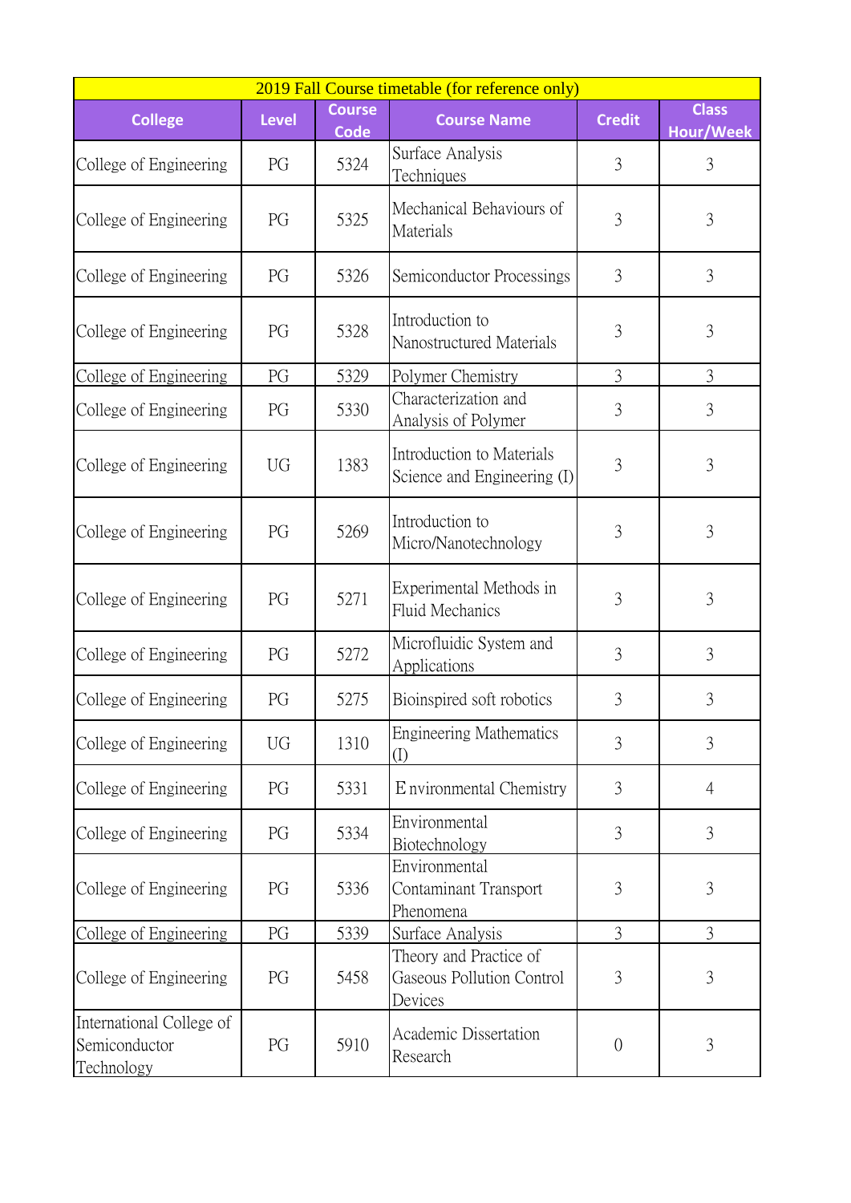| 2019 Fall Course timetable (for reference only) | | | | | |
|---|---|---|---|---|---|
| College | Level | Course Code | Course Name | Credit | Class Hour/Week |
| College of Engineering | PG | 5324 | Surface Analysis Techniques | 3 | 3 |
| College of Engineering | PG | 5325 | Mechanical Behaviours of Materials | 3 | 3 |
| College of Engineering | PG | 5326 | Semiconductor Processings | 3 | 3 |
| College of Engineering | PG | 5328 | Introduction to Nanostructured Materials | 3 | 3 |
| College of Engineering | PG | 5329 | Polymer Chemistry | 3 | 3 |
| College of Engineering | PG | 5330 | Characterization and Analysis of Polymer | 3 | 3 |
| College of Engineering | UG | 1383 | Introduction to Materials Science and Engineering (I) | 3 | 3 |
| College of Engineering | PG | 5269 | Introduction to Micro/Nanotechnology | 3 | 3 |
| College of Engineering | PG | 5271 | Experimental Methods in Fluid Mechanics | 3 | 3 |
| College of Engineering | PG | 5272 | Microfluidic System and Applications | 3 | 3 |
| College of Engineering | PG | 5275 | Bioinspired soft robotics | 3 | 3 |
| College of Engineering | UG | 1310 | Engineering Mathematics (I) | 3 | 3 |
| College of Engineering | PG | 5331 | Environmental Chemistry | 3 | 4 |
| College of Engineering | PG | 5334 | Environmental Biotechnology | 3 | 3 |
| College of Engineering | PG | 5336 | Environmental Contaminant Transport Phenomena | 3 | 3 |
| College of Engineering | PG | 5339 | Surface Analysis | 3 | 3 |
| College of Engineering | PG | 5458 | Theory and Practice of Gaseous Pollution Control Devices | 3 | 3 |
| International College of Semiconductor Technology | PG | 5910 | Academic Dissertation Research | 0 | 3 |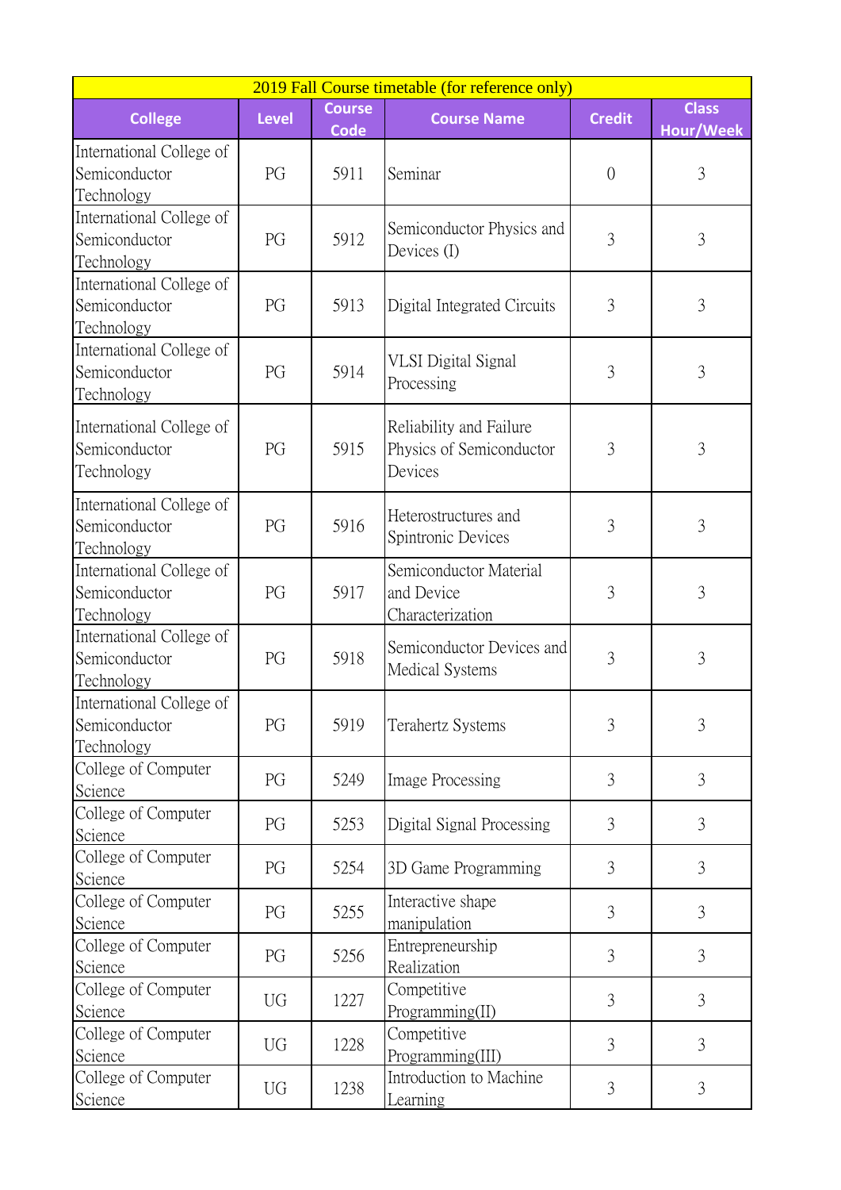| 2019 Fall Course timetable (for reference only) | | | | | |
|---|---|---|---|---|---|
| College | Level | Course Code | Course Name | Credit | Class Hour/Week |
| International College of Semiconductor Technology | PG | 5911 | Seminar | 0 | 3 |
| International College of Semiconductor Technology | PG | 5912 | Semiconductor Physics and Devices (I) | 3 | 3 |
| International College of Semiconductor Technology | PG | 5913 | Digital Integrated Circuits | 3 | 3 |
| International College of Semiconductor Technology | PG | 5914 | VLSI Digital Signal Processing | 3 | 3 |
| International College of Semiconductor Technology | PG | 5915 | Reliability and Failure Physics of Semiconductor Devices | 3 | 3 |
| International College of Semiconductor Technology | PG | 5916 | Heterostructures and Spintronic Devices | 3 | 3 |
| International College of Semiconductor Technology | PG | 5917 | Semiconductor Material and Device Characterization | 3 | 3 |
| International College of Semiconductor Technology | PG | 5918 | Semiconductor Devices and Medical Systems | 3 | 3 |
| International College of Semiconductor Technology | PG | 5919 | Terahertz Systems | 3 | 3 |
| College of Computer Science | PG | 5249 | Image Processing | 3 | 3 |
| College of Computer Science | PG | 5253 | Digital Signal Processing | 3 | 3 |
| College of Computer Science | PG | 5254 | 3D Game Programming | 3 | 3 |
| College of Computer Science | PG | 5255 | Interactive shape manipulation | 3 | 3 |
| College of Computer Science | PG | 5256 | Entrepreneurship Realization | 3 | 3 |
| College of Computer Science | UG | 1227 | Competitive Programming(II) | 3 | 3 |
| College of Computer Science | UG | 1228 | Competitive Programming(III) | 3 | 3 |
| College of Computer Science | UG | 1238 | Introduction to Machine Learning | 3 | 3 |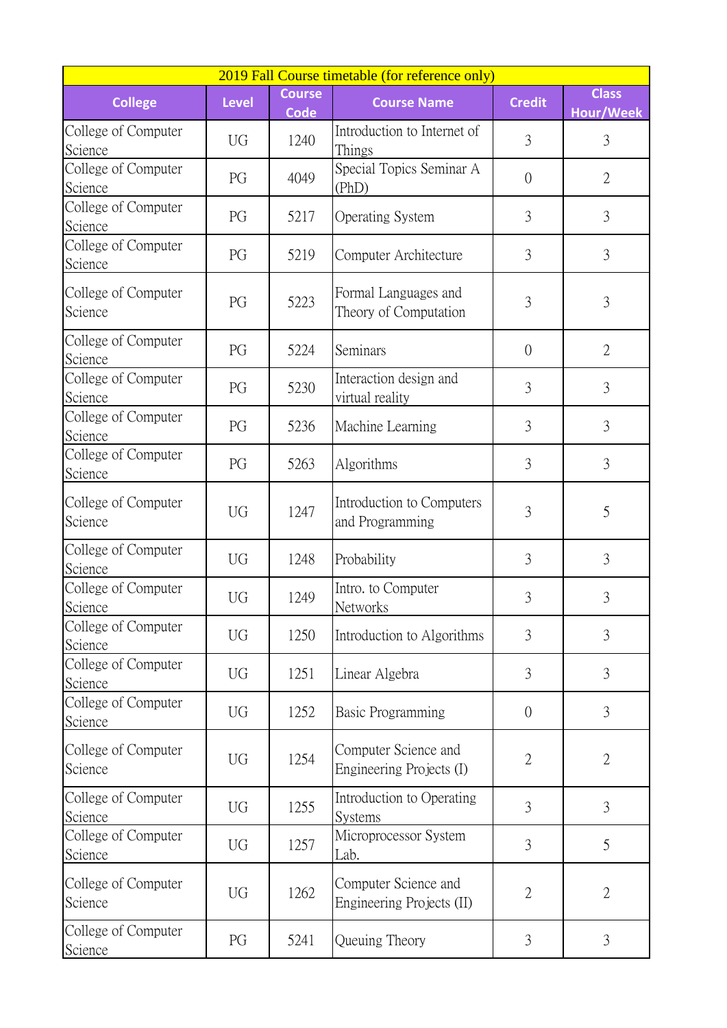| 2019 Fall Course timetable (for reference only) | | | | | |
|---|---|---|---|---|---|
| **College** | **Level** | **Course Code** | **Course Name** | **Credit** | **Class Hour/Week** |
| College of Computer Science | UG | 1240 | Introduction to Internet of Things | 3 | 3 |
| College of Computer Science | PG | 4049 | Special Topics Seminar A (PhD) | 0 | 2 |
| College of Computer Science | PG | 5217 | Operating System | 3 | 3 |
| College of Computer Science | PG | 5219 | Computer Architecture | 3 | 3 |
| College of Computer Science | PG | 5223 | Formal Languages and Theory of Computation | 3 | 3 |
| College of Computer Science | PG | 5224 | Seminars | 0 | 2 |
| College of Computer Science | PG | 5230 | Interaction design and virtual reality | 3 | 3 |
| College of Computer Science | PG | 5236 | Machine Learning | 3 | 3 |
| College of Computer Science | PG | 5263 | Algorithms | 3 | 3 |
| College of Computer Science | UG | 1247 | Introduction to Computers and Programming | 3 | 5 |
| College of Computer Science | UG | 1248 | Probability | 3 | 3 |
| College of Computer Science | UG | 1249 | Intro. to Computer Networks | 3 | 3 |
| College of Computer Science | UG | 1250 | Introduction to Algorithms | 3 | 3 |
| College of Computer Science | UG | 1251 | Linear Algebra | 3 | 3 |
| College of Computer Science | UG | 1252 | Basic Programming | 0 | 3 |
| College of Computer Science | UG | 1254 | Computer Science and Engineering Projects (I) | 2 | 2 |
| College of Computer Science | UG | 1255 | Introduction to Operating Systems | 3 | 3 |
| College of Computer Science | UG | 1257 | Microprocessor System Lab. | 3 | 5 |
| College of Computer Science | UG | 1262 | Computer Science and Engineering Projects (II) | 2 | 2 |
| College of Computer Science | PG | 5241 | Queuing Theory | 3 | 3 |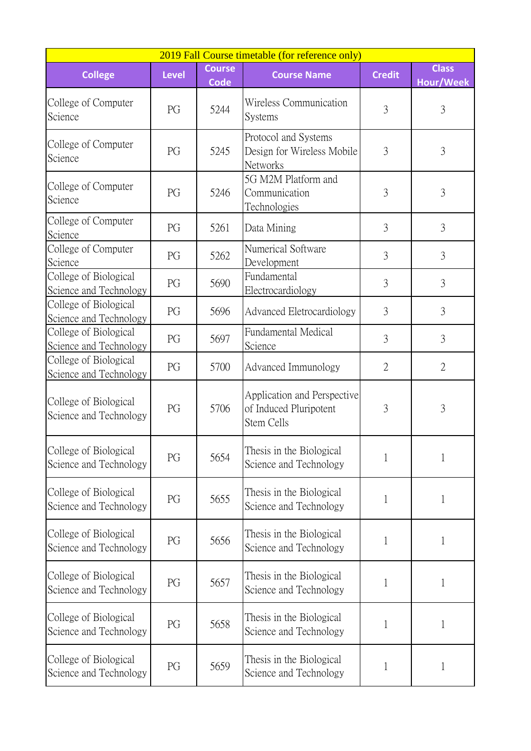| 2019 Fall Course timetable (for reference only) | | | | | |
|---|---|---|---|---|---|
| College | Level | Course Code | Course Name | Credit | Class Hour/Week |
| College of Computer Science | PG | 5244 | Wireless Communication Systems | 3 | 3 |
| College of Computer Science | PG | 5245 | Protocol and Systems Design for Wireless Mobile Networks | 3 | 3 |
| College of Computer Science | PG | 5246 | 5G M2M Platform and Communication Technologies | 3 | 3 |
| College of Computer Science | PG | 5261 | Data Mining | 3 | 3 |
| College of Computer Science | PG | 5262 | Numerical Software Development | 3 | 3 |
| College of Biological Science and Technology | PG | 5690 | Fundamental Electrocardiology | 3 | 3 |
| College of Biological Science and Technology | PG | 5696 | Advanced Eletrocardiology | 3 | 3 |
| College of Biological Science and Technology | PG | 5697 | Fundamental Medical Science | 3 | 3 |
| College of Biological Science and Technology | PG | 5700 | Advanced Immunology | 2 | 2 |
| College of Biological Science and Technology | PG | 5706 | Application and Perspective of Induced Pluripotent Stem Cells | 3 | 3 |
| College of Biological Science and Technology | PG | 5654 | Thesis in the Biological Science and Technology | 1 | 1 |
| College of Biological Science and Technology | PG | 5655 | Thesis in the Biological Science and Technology | 1 | 1 |
| College of Biological Science and Technology | PG | 5656 | Thesis in the Biological Science and Technology | 1 | 1 |
| College of Biological Science and Technology | PG | 5657 | Thesis in the Biological Science and Technology | 1 | 1 |
| College of Biological Science and Technology | PG | 5658 | Thesis in the Biological Science and Technology | 1 | 1 |
| College of Biological Science and Technology | PG | 5659 | Thesis in the Biological Science and Technology | 1 | 1 |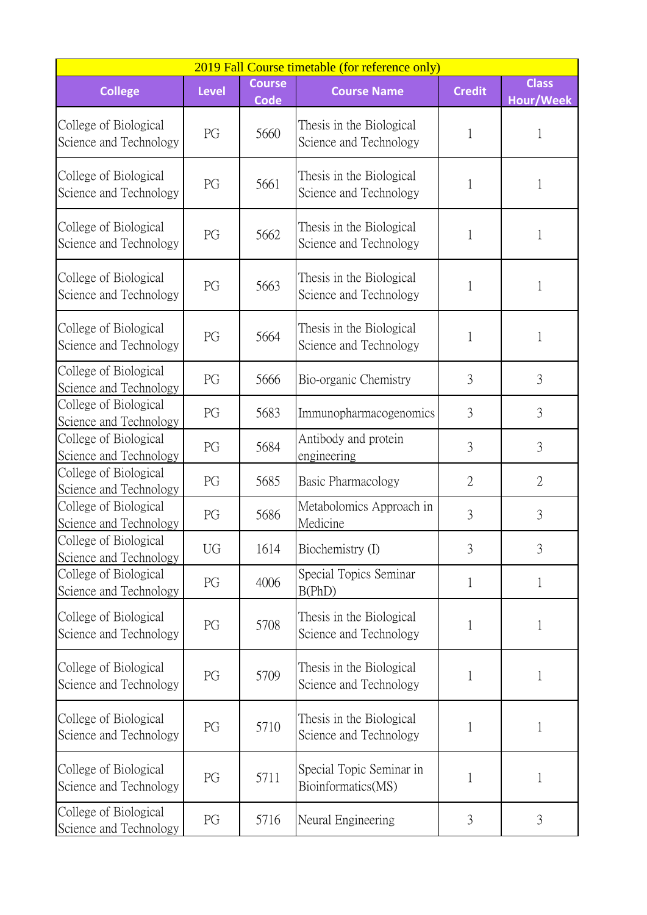| 2019 Fall Course timetable (for reference only) | | | | | |
|---|---|---|---|---|---|
| **College** | **Level** | **Course Code** | **Course Name** | **Credit** | **Class Hour/Week** |
| College of Biological Science and Technology | PG | 5660 | Thesis in the Biological Science and Technology | 1 | 1 |
| College of Biological Science and Technology | PG | 5661 | Thesis in the Biological Science and Technology | 1 | 1 |
| College of Biological Science and Technology | PG | 5662 | Thesis in the Biological Science and Technology | 1 | 1 |
| College of Biological Science and Technology | PG | 5663 | Thesis in the Biological Science and Technology | 1 | 1 |
| College of Biological Science and Technology | PG | 5664 | Thesis in the Biological Science and Technology | 1 | 1 |
| College of Biological Science and Technology | PG | 5666 | Bio-organic Chemistry | 3 | 3 |
| College of Biological Science and Technology | PG | 5683 | Immunopharmacogenomics | 3 | 3 |
| College of Biological Science and Technology | PG | 5684 | Antibody and protein engineering | 3 | 3 |
| College of Biological Science and Technology | PG | 5685 | Basic Pharmacology | 2 | 2 |
| College of Biological Science and Technology | PG | 5686 | Metabolomics Approach in Medicine | 3 | 3 |
| College of Biological Science and Technology | UG | 1614 | Biochemistry (I) | 3 | 3 |
| College of Biological Science and Technology | PG | 4006 | Special Topics Seminar B(PhD) | 1 | 1 |
| College of Biological Science and Technology | PG | 5708 | Thesis in the Biological Science and Technology | 1 | 1 |
| College of Biological Science and Technology | PG | 5709 | Thesis in the Biological Science and Technology | 1 | 1 |
| College of Biological Science and Technology | PG | 5710 | Thesis in the Biological Science and Technology | 1 | 1 |
| College of Biological Science and Technology | PG | 5711 | Special Topic Seminar in Bioinformatics(MS) | 1 | 1 |
| College of Biological Science and Technology | PG | 5716 | Neural Engineering | 3 | 3 |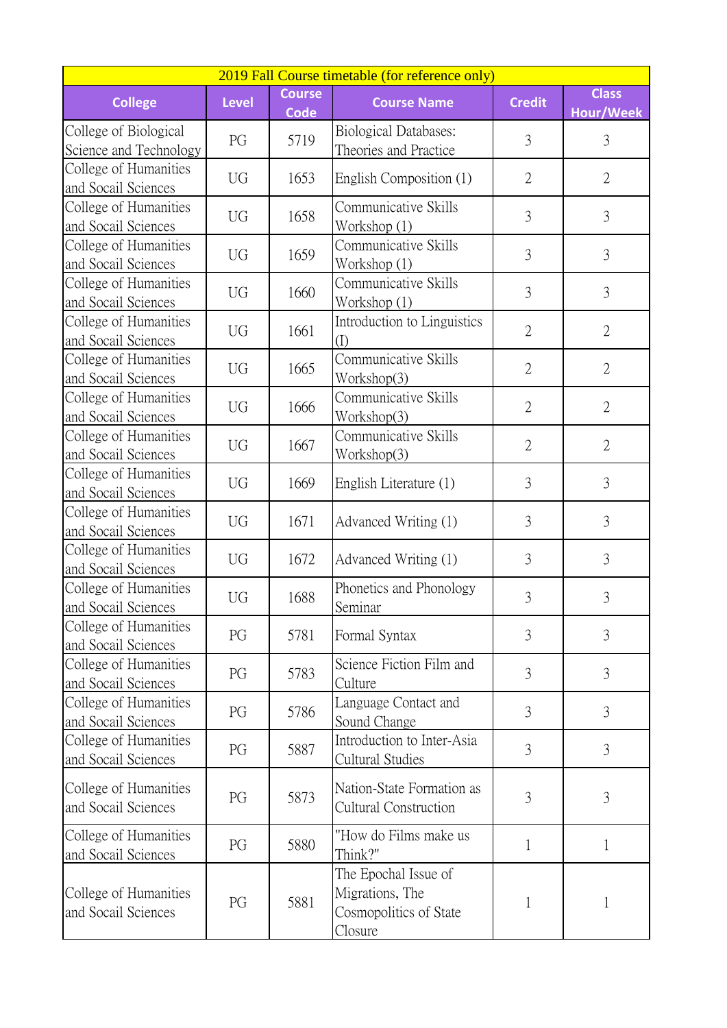| 2019 Fall Course timetable (for reference only) | | | | | |
|---|---|---|---|---|---|
| College | Level | Course Code | Course Name | Credit | Class Hour/Week |
| College of Biological Science and Technology | PG | 5719 | Biological Databases: Theories and Practice | 3 | 3 |
| College of Humanities and Socail Sciences | UG | 1653 | English Composition (1) | 2 | 2 |
| College of Humanities and Socail Sciences | UG | 1658 | Communicative Skills Workshop (1) | 3 | 3 |
| College of Humanities and Socail Sciences | UG | 1659 | Communicative Skills Workshop (1) | 3 | 3 |
| College of Humanities and Socail Sciences | UG | 1660 | Communicative Skills Workshop (1) | 3 | 3 |
| College of Humanities and Socail Sciences | UG | 1661 | Introduction to Linguistics (I) | 2 | 2 |
| College of Humanities and Socail Sciences | UG | 1665 | Communicative Skills Workshop(3) | 2 | 2 |
| College of Humanities and Socail Sciences | UG | 1666 | Communicative Skills Workshop(3) | 2 | 2 |
| College of Humanities and Socail Sciences | UG | 1667 | Communicative Skills Workshop(3) | 2 | 2 |
| College of Humanities and Socail Sciences | UG | 1669 | English Literature (1) | 3 | 3 |
| College of Humanities and Socail Sciences | UG | 1671 | Advanced Writing (1) | 3 | 3 |
| College of Humanities and Socail Sciences | UG | 1672 | Advanced Writing (1) | 3 | 3 |
| College of Humanities and Socail Sciences | UG | 1688 | Phonetics and Phonology Seminar | 3 | 3 |
| College of Humanities and Socail Sciences | PG | 5781 | Formal Syntax | 3 | 3 |
| College of Humanities and Socail Sciences | PG | 5783 | Science Fiction Film and Culture | 3 | 3 |
| College of Humanities and Socail Sciences | PG | 5786 | Language Contact and Sound Change | 3 | 3 |
| College of Humanities and Socail Sciences | PG | 5887 | Introduction to Inter-Asia Cultural Studies | 3 | 3 |
| College of Humanities and Socail Sciences | PG | 5873 | Nation-State Formation as Cultural Construction | 3 | 3 |
| College of Humanities and Socail Sciences | PG | 5880 | "How do Films make us Think?" | 1 | 1 |
| College of Humanities and Socail Sciences | PG | 5881 | The Epochal Issue of Migrations, The Cosmopolitics of State Closure | 1 | 1 |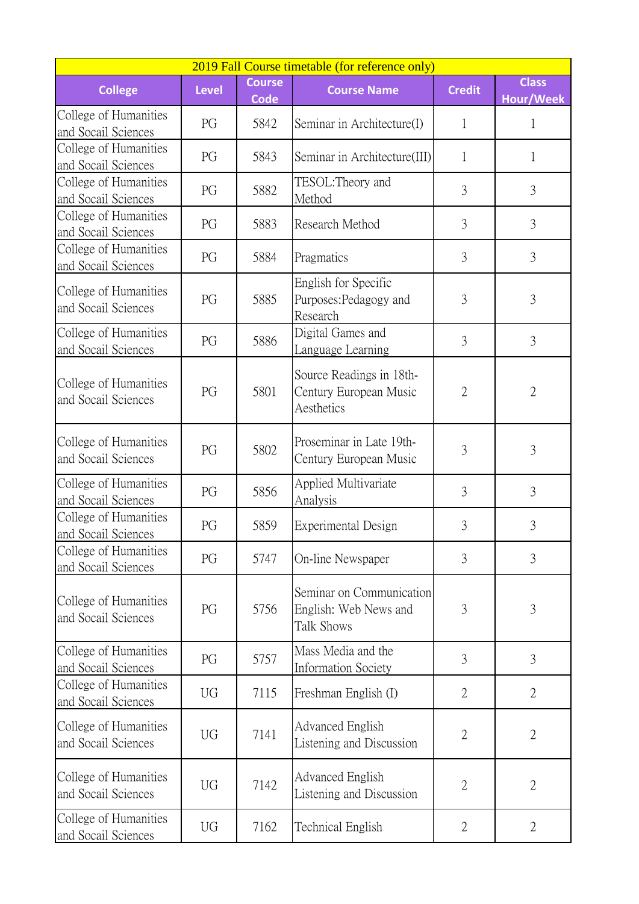| 2019 Fall Course timetable (for reference only) | | | | | |
|---|---|---|---|---|---|
| College | Level | Course Code | Course Name | Credit | Class Hour/Week |
| College of Humanities and Socail Sciences | PG | 5842 | Seminar in Architecture(I) | 1 | 1 |
| College of Humanities and Socail Sciences | PG | 5843 | Seminar in Architecture(III) | 1 | 1 |
| College of Humanities and Socail Sciences | PG | 5882 | TESOL:Theory and Method | 3 | 3 |
| College of Humanities and Socail Sciences | PG | 5883 | Research Method | 3 | 3 |
| College of Humanities and Socail Sciences | PG | 5884 | Pragmatics | 3 | 3 |
| College of Humanities and Socail Sciences | PG | 5885 | English for Specific Purposes:Pedagogy and Research | 3 | 3 |
| College of Humanities and Socail Sciences | PG | 5886 | Digital Games and Language Learning | 3 | 3 |
| College of Humanities and Socail Sciences | PG | 5801 | Source Readings in 18th-Century European Music Aesthetics | 2 | 2 |
| College of Humanities and Socail Sciences | PG | 5802 | Proseminar in Late 19th-Century European Music | 3 | 3 |
| College of Humanities and Socail Sciences | PG | 5856 | Applied Multivariate Analysis | 3 | 3 |
| College of Humanities and Socail Sciences | PG | 5859 | Experimental Design | 3 | 3 |
| College of Humanities and Socail Sciences | PG | 5747 | On-line Newspaper | 3 | 3 |
| College of Humanities and Socail Sciences | PG | 5756 | Seminar on Communication English: Web News and Talk Shows | 3 | 3 |
| College of Humanities and Socail Sciences | PG | 5757 | Mass Media and the Information Society | 3 | 3 |
| College of Humanities and Socail Sciences | UG | 7115 | Freshman English (I) | 2 | 2 |
| College of Humanities and Socail Sciences | UG | 7141 | Advanced English Listening and Discussion | 2 | 2 |
| College of Humanities and Socail Sciences | UG | 7142 | Advanced English Listening and Discussion | 2 | 2 |
| College of Humanities and Socail Sciences | UG | 7162 | Technical English | 2 | 2 |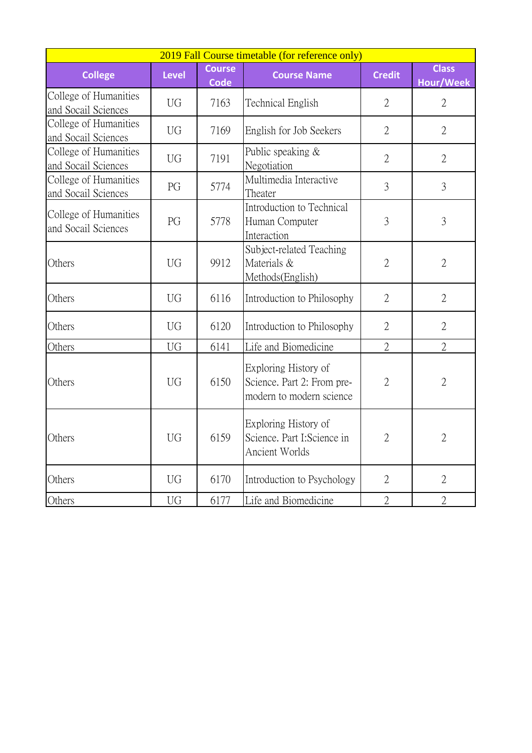| 2019 Fall Course timetable (for reference only) | | | | | |
|---|---|---|---|---|---|
| **College** | **Level** | **Course Code** | **Course Name** | **Credit** | **Class Hour/Week** |
| College of Humanities and Socail Sciences | UG | 7163 | Technical English | 2 | 2 |
| College of Humanities and Socail Sciences | UG | 7169 | English for Job Seekers | 2 | 2 |
| College of Humanities and Socail Sciences | UG | 7191 | Public speaking & Negotiation | 2 | 2 |
| College of Humanities and Socail Sciences | PG | 5774 | Multimedia Interactive Theater | 3 | 3 |
| College of Humanities and Socail Sciences | PG | 5778 | Introduction to Technical Human Computer Interaction | 3 | 3 |
| Others | UG | 9912 | Subject-related Teaching Materials & Methods(English) | 2 | 2 |
| Others | UG | 6116 | Introduction to Philosophy | 2 | 2 |
| Others | UG | 6120 | Introduction to Philosophy | 2 | 2 |
| Others | UG | 6141 | Life and Biomedicine | 2 | 2 |
| Others | UG | 6150 | Exploring History of Science. Part 2: From pre-modern to modern science | 2 | 2 |
| Others | UG | 6159 | Exploring History of Science. Part I:Science in Ancient Worlds | 2 | 2 |
| Others | UG | 6170 | Introduction to Psychology | 2 | 2 |
| Others | UG | 6177 | Life and Biomedicine | 2 | 2 |